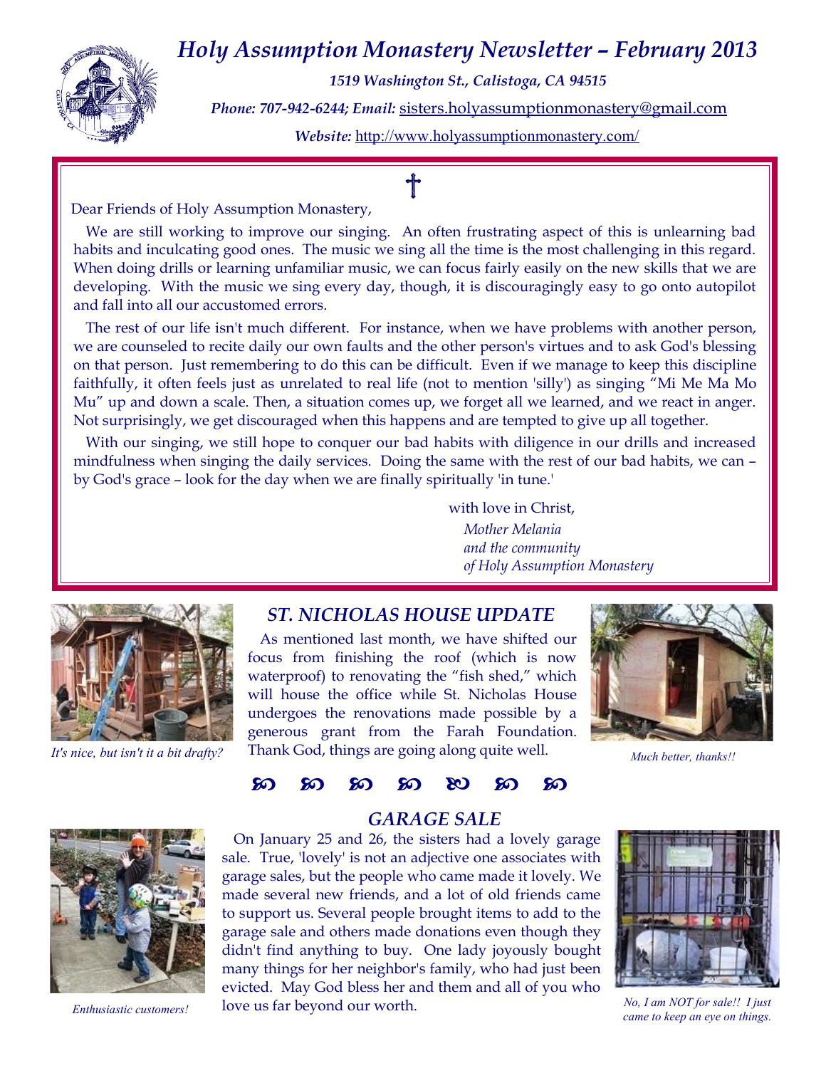# *Holy Assumption Monastery Newsletter – February 2013*

***1519 Washington St., Calistoga, CA 94515***

***Phone:** 707-942-6244; **Email:** sisters.holyassumptionmonastery@gmail.com*

***Website:** http://www.holyassumptionmonastery.com/*

†

Dear Friends of Holy Assumption Monastery,

We are still working to improve our singing. An often frustrating aspect of this is unlearning bad habits and inculcating good ones. The music we sing all the time is the most challenging in this regard. When doing drills or learning unfamiliar music, we can focus fairly easily on the new skills that we are developing. With the music we sing every day, though, it is discouragingly easy to go onto autopilot and fall into all our accustomed errors.

The rest of our life isn't much different. For instance, when we have problems with another person, we are counseled to recite daily our own faults and the other person's virtues and to ask God's blessing on that person. Just remembering to do this can be difficult. Even if we manage to keep this discipline faithfully, it often feels just as unrelated to real life (not to mention 'silly') as singing "Mi Me Ma Mo Mu" up and down a scale. Then, a situation comes up, we forget all we learned, and we react in anger. Not surprisingly, we get discouraged when this happens and are tempted to give up all together.

With our singing, we still hope to conquer our bad habits with diligence in our drills and increased mindfulness when singing the daily services. Doing the same with the rest of our bad habits, we can – by God's grace – look for the day when we are finally spiritually 'in tune.'

with love in Christ,
*Mother Melania*
*and the community*
*of Holy Assumption Monastery*

## *ST. NICHOLAS HOUSE UPDATE*

*It's nice, but isn't it a bit drafty?*

As mentioned last month, we have shifted our focus from finishing the roof (which is now waterproof) to renovating the "fish shed," which will house the office while St. Nicholas House undergoes the renovations made possible by a generous grant from the Farah Foundation. Thank God, things are going along quite well.

*Much better, thanks!!*

## *GARAGE SALE*

*Enthusiastic customers!*

On January 25 and 26, the sisters had a lovely garage sale. True, 'lovely' is not an adjective one associates with garage sales, but the people who came made it lovely. We made several new friends, and a lot of old friends came to support us. Several people brought items to add to the garage sale and others made donations even though they didn't find anything to buy. One lady joyously bought many things for her neighbor's family, who had just been evicted. May God bless her and them and all of you who love us far beyond our worth.

*No, I am NOT for sale!! I just came to keep an eye on things.*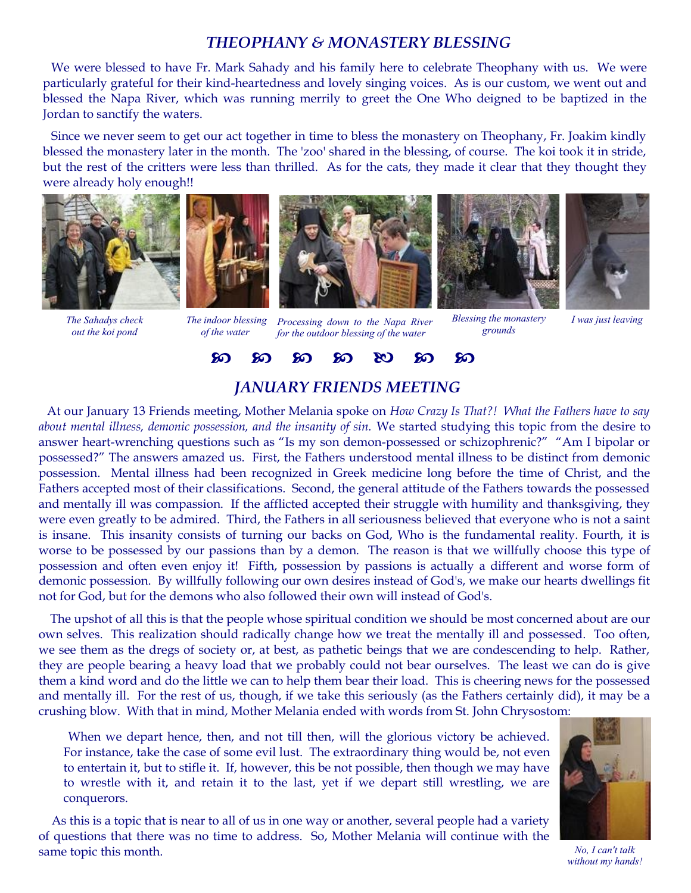## *THEOPHANY & MONASTERY BLESSING*

We were blessed to have Fr. Mark Sahady and his family here to celebrate Theophany with us. We were particularly grateful for their kind-heartedness and lovely singing voices. As is our custom, we went out and blessed the Napa River, which was running merrily to greet the One Who deigned to be baptized in the Jordan to sanctify the waters.

Since we never seem to get our act together in time to bless the monastery on Theophany, Fr. Joakim kindly blessed the monastery later in the month. The 'zoo' shared in the blessing, of course. The koi took it in stride, but the rest of the critters were less than thrilled. As for the cats, they made it clear that they thought they were already holy enough!!

*The Sahadys check out the koi pond*

*The indoor blessing of the water*

*Processing down to the Napa River for the outdoor blessing of the water*

*Blessing the monastery grounds*

*I was just leaving*

## *JANUARY FRIENDS MEETING*

At our January 13 Friends meeting, Mother Melania spoke on *How Crazy Is That?! What the Fathers have to say about mental illness, demonic possession, and the insanity of sin.* We started studying this topic from the desire to answer heart-wrenching questions such as "Is my son demon-possessed or schizophrenic?" "Am I bipolar or possessed?" The answers amazed us. First, the Fathers understood mental illness to be distinct from demonic possession. Mental illness had been recognized in Greek medicine long before the time of Christ, and the Fathers accepted most of their classifications. Second, the general attitude of the Fathers towards the possessed and mentally ill was compassion. If the afflicted accepted their struggle with humility and thanksgiving, they were even greatly to be admired. Third, the Fathers in all seriousness believed that everyone who is not a saint is insane. This insanity consists of turning our backs on God, Who is the fundamental reality. Fourth, it is worse to be possessed by our passions than by a demon. The reason is that we willfully choose this type of possession and often even enjoy it! Fifth, possession by passions is actually a different and worse form of demonic possession. By willfully following our own desires instead of God's, we make our hearts dwellings fit not for God, but for the demons who also followed their own will instead of God's.

The upshot of all this is that the people whose spiritual condition we should be most concerned about are our own selves. This realization should radically change how we treat the mentally ill and possessed. Too often, we see them as the dregs of society or, at best, as pathetic beings that we are condescending to help. Rather, they are people bearing a heavy load that we probably could not bear ourselves. The least we can do is give them a kind word and do the little we can to help them bear their load. This is cheering news for the possessed and mentally ill. For the rest of us, though, if we take this seriously (as the Fathers certainly did), it may be a crushing blow. With that in mind, Mother Melania ended with words from St. John Chrysostom:

> When we depart hence, then, and not till then, will the glorious victory be achieved. For instance, take the case of some evil lust. The extraordinary thing would be, not even to entertain it, but to stifle it. If, however, this be not possible, then though we may have to wrestle with it, and retain it to the last, yet if we depart still wrestling, we are conquerors.

As this is a topic that is near to all of us in one way or another, several people had a variety of questions that there was no time to address. So, Mother Melania will continue with the same topic this month.

*No, I can't talk without my hands!*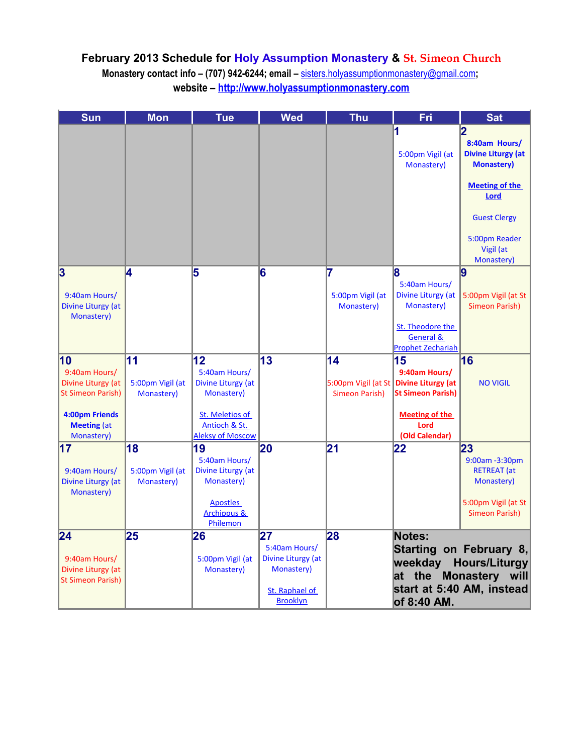# February 2013 Schedule for Holy Assumption Monastery & St. Simeon Church

**Monastery contact info – (707) 942-6244; email – sisters.holyassumptionmonastery@gmail.com;**

**website – http://www.holyassumptionmonastery.com**

| Sun | Mon | Tue | Wed | Thu | Fri | Sat |
|---|---|---|---|---|---|---|
| | | | | | **1**<br>5:00pm Vigil (at Monastery) | **2**<br>**8:40am Hours/ Divine Liturgy (at Monastery)**<br><br>**Meeting of the Lord**<br><br>Guest Clergy<br><br>5:00pm Reader Vigil (at Monastery) |
| **3**<br>9:40am Hours/ Divine Liturgy (at Monastery) | **4** | **5** | **6** | **7**<br>5:00pm Vigil (at Monastery) | **8**<br>5:40am Hours/ Divine Liturgy (at Monastery)<br><br>St. Theodore the General & Prophet Zechariah | **9**<br>5:00pm Vigil (at St Simeon Parish) |
| **10**<br>9:40am Hours/ Divine Liturgy (at St Simeon Parish)<br><br>**4:00pm Friends Meeting** (at Monastery) | **11**<br>5:00pm Vigil (at Monastery) | **12**<br>5:40am Hours/ Divine Liturgy (at Monastery)<br><br>St. Meletios of Antioch & St. Aleksy of Moscow | **13** | **14**<br>5:00pm Vigil (at St Simeon Parish) | **15**<br>**9:40am Hours/ Divine Liturgy (at St Simeon Parish)**<br><br>**Meeting of the Lord (Old Calendar)** | **16**<br>NO VIGIL |
| **17**<br>9:40am Hours/ Divine Liturgy (at Monastery) | **18**<br>5:00pm Vigil (at Monastery) | **19**<br>5:40am Hours/ Divine Liturgy (at Monastery)<br><br>Apostles Archippus & Philemon | **20** | **21** | **22** | **23**<br>9:00am -3:30pm RETREAT (at Monastery)<br><br>5:00pm Vigil (at St Simeon Parish) |
| **24**<br>9:40am Hours/ Divine Liturgy (at St Simeon Parish) | **25** | **26**<br>5:00pm Vigil (at Monastery) | **27**<br>5:40am Hours/ Divine Liturgy (at Monastery)<br><br>St. Raphael of Brooklyn | **28** | **Notes:**<br>**Starting on February 8, weekday Hours/Liturgy at the Monastery will start at 5:40 AM, instead of 8:40 AM.** | |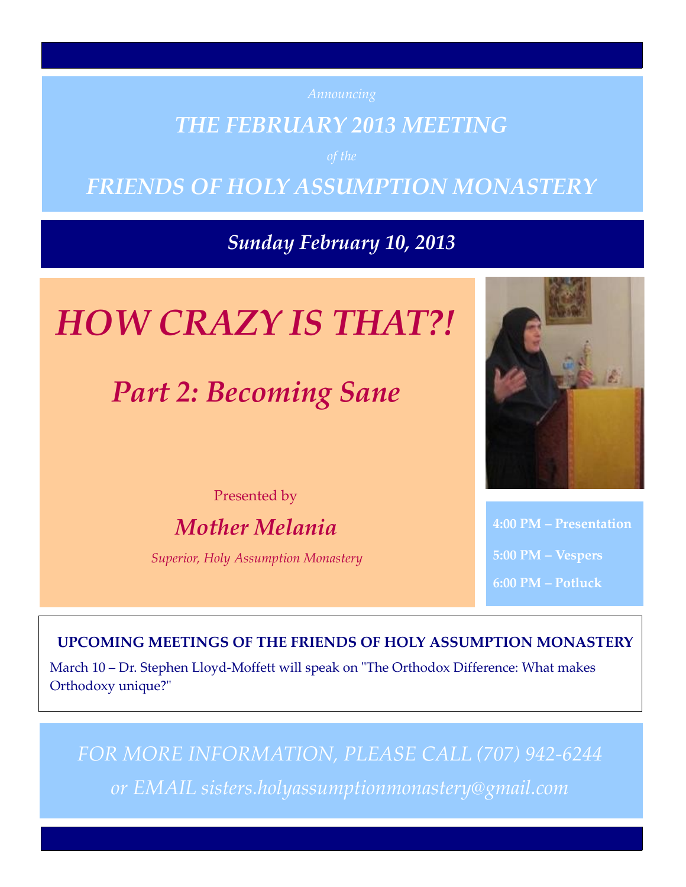*Announcing*

## *THE FEBRUARY 2013 MEETING*

*of the*

## *FRIENDS OF HOLY ASSUMPTION MONASTERY*

***Sunday February 10, 2013***

# *HOW CRAZY IS THAT?!*

## *Part 2: Becoming Sane*

Presented by

***Mother Melania***

*Superior, Holy Assumption Monastery*

**4:00 PM – Presentation**

**5:00 PM – Vespers**

**6:00 PM – Potluck**

**UPCOMING MEETINGS OF THE FRIENDS OF HOLY ASSUMPTION MONASTERY**

March 10 – Dr. Stephen Lloyd-Moffett will speak on "The Orthodox Difference: What makes Orthodoxy unique?"

*FOR MORE INFORMATION, PLEASE CALL (707) 942-6244*

*or EMAIL sisters.holyassumptionmonastery@gmail.com*